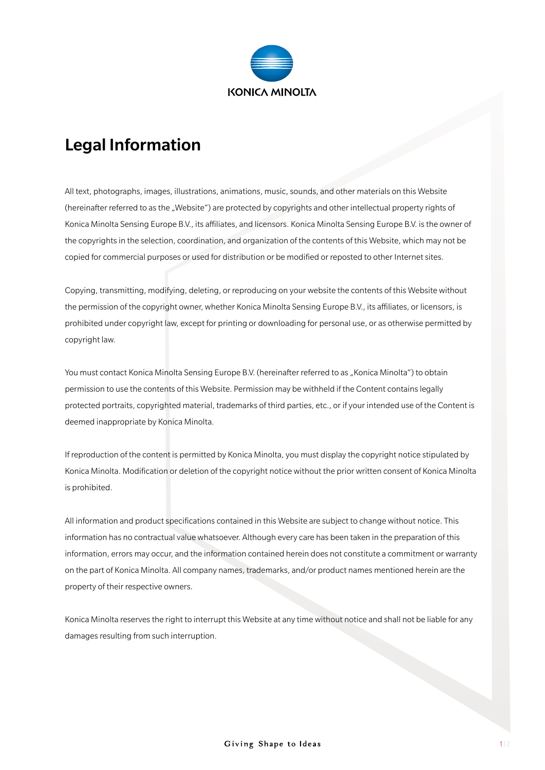KONICA MINOLTA

# Legal Information

All text, photographs, images, illustrations, animations, music, sounds, and other materials on this Website (hereinafter referred to as the „Website") are protected by copyrights and other intellectual property rights of Konica Minolta Sensing Europe B.V., its affiliates, and licensors. Konica Minolta Sensing Europe B.V. is the owner of the copyrights in the selection, coordination, and organization of the contents of this Website, which may not be copied for commercial purposes or used for distribution or be modified or reposted to other Internet sites.

Copying, transmitting, modifying, deleting, or reproducing on your website the contents of this Website without the permission of the copyright owner, whether Konica Minolta Sensing Europe B.V., its affiliates, or licensors, is prohibited under copyright law, except for printing or downloading for personal use, or as otherwise permitted by copyright law.

You must contact Konica Minolta Sensing Europe B.V. (hereinafter referred to as „Konica Minolta") to obtain permission to use the contents of this Website. Permission may be withheld if the Content contains legally protected portraits, copyrighted material, trademarks of third parties, etc., or if your intended use of the Content is deemed inappropriate by Konica Minolta.

If reproduction of the content is permitted by Konica Minolta, you must display the copyright notice stipulated by Konica Minolta. Modification or deletion of the copyright notice without the prior written consent of Konica Minolta is prohibited.

All information and product specifications contained in this Website are subject to change without notice. This information has no contractual value whatsoever. Although every care has been taken in the preparation of this information, errors may occur, and the information contained herein does not constitute a commitment or warranty on the part of Konica Minolta. All company names, trademarks, and/or product names mentioned herein are the property of their respective owners.

Konica Minolta reserves the right to interrupt this Website at any time without notice and shall not be liable for any damages resulting from such interruption.

Giving Shape to Ideas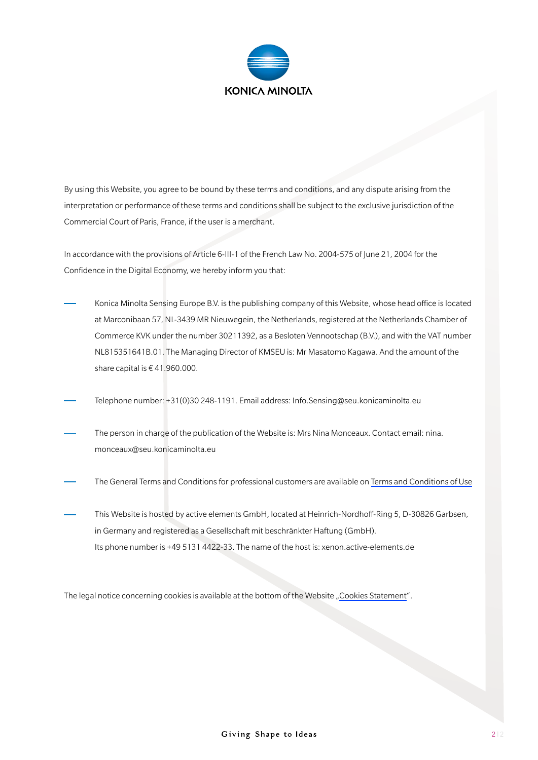By using this Website, you agree to be bound by these terms and conditions, and any dispute arising from the interpretation or performance of these terms and conditions shall be subject to the exclusive jurisdiction of the Commercial Court of Paris, France, if the user is a merchant.

In accordance with the provisions of Article 6-III-1 of the French Law No. 2004-575 of June 21, 2004 for the Confidence in the Digital Economy, we hereby inform you that:

- Konica Minolta Sensing Europe B.V. is the publishing company of this Website, whose head office is located at Marconibaan 57, NL-3439 MR Nieuwegein, the Netherlands, registered at the Netherlands Chamber of Commerce KVK under the number 30211392, as a Besloten Vennootschap (B.V.), and with the VAT number NL815351641B.01. The Managing Director of KMSEU is: Mr Masatomo Kagawa. And the amount of the share capital is € 41.960.000.
- Telephone number: +31(0)30 248-1191. Email address: Info.Sensing@seu.konicaminolta.eu
- The person in charge of the publication of the Website is: Mrs Nina Monceaux. Contact email: nina.monceaux@seu.konicaminolta.eu
- The General Terms and Conditions for professional customers are available on Terms and Conditions of Use
- This Website is hosted by active elements GmbH, located at Heinrich-Nordhoff-Ring 5, D-30826 Garbsen, in Germany and registered as a Gesellschaft mit beschränkter Haftung (GmbH).
  Its phone number is +49 5131 4422-33. The name of the host is: xenon.active-elements.de

The legal notice concerning cookies is available at the bottom of the Website „Cookies Statement".